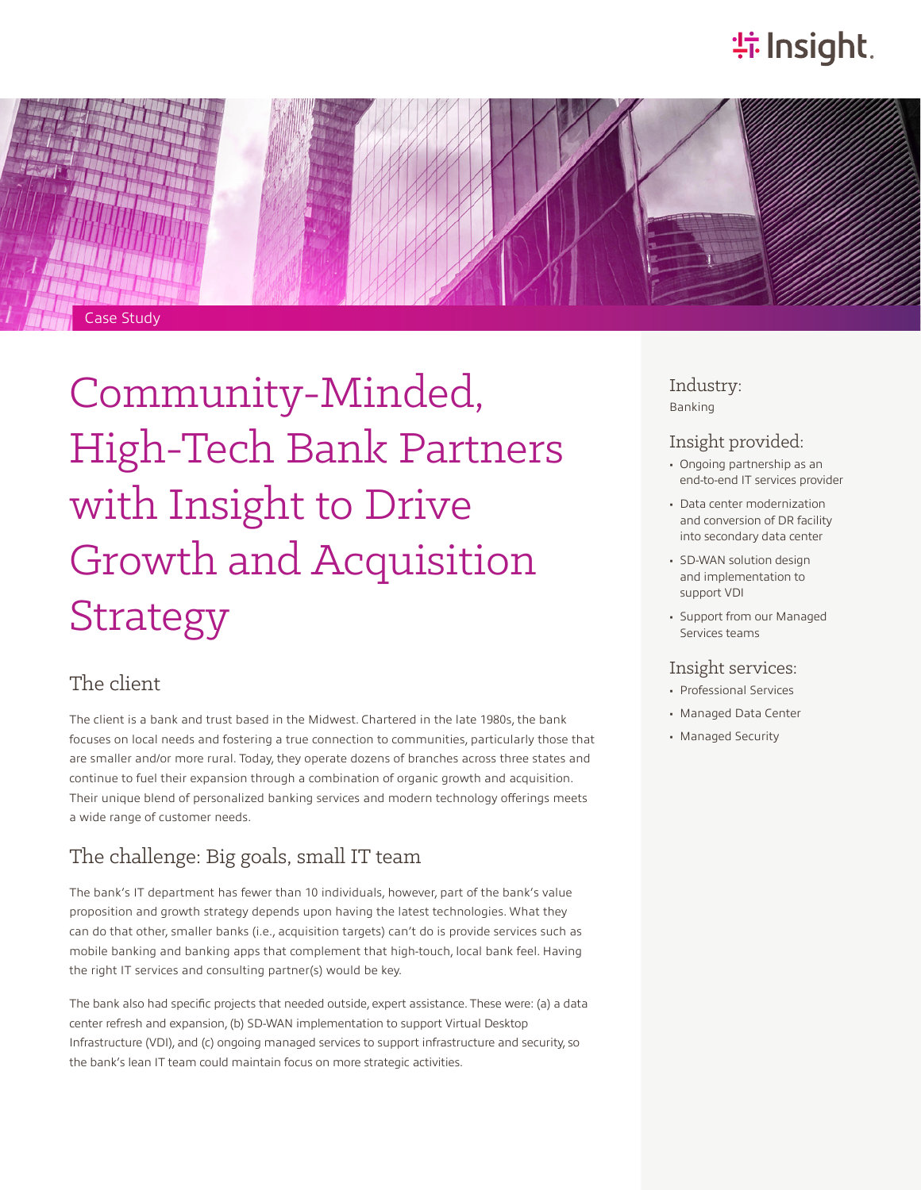Case Study

# Community-Minded, High-Tech Bank Partners with Insight to Drive Growth and Acquisition Strategy

## The client

The client is a bank and trust based in the Midwest. Chartered in the late 1980s, the bank focuses on local needs and fostering a true connection to communities, particularly those that are smaller and/or more rural. Today, they operate dozens of branches across three states and continue to fuel their expansion through a combination of organic growth and acquisition. Their unique blend of personalized banking services and modern technology offerings meets a wide range of customer needs.

## The challenge: Big goals, small IT team

The bank's IT department has fewer than 10 individuals, however, part of the bank's value proposition and growth strategy depends upon having the latest technologies. What they can do that other, smaller banks (i.e., acquisition targets) can't do is provide services such as mobile banking and banking apps that complement that high-touch, local bank feel. Having the right IT services and consulting partner(s) would be key.

The bank also had specific projects that needed outside, expert assistance. These were: (a) a data center refresh and expansion, (b) SD-WAN implementation to support Virtual Desktop Infrastructure (VDI), and (c) ongoing managed services to support infrastructure and security, so the bank's lean IT team could maintain focus on more strategic activities.

### Industry:

Banking

### Insight provided:

- Ongoing partnership as an end-to-end IT services provider
- Data center modernization and conversion of DR facility into secondary data center
- SD-WAN solution design and implementation to support VDI
- Support from our Managed Services teams

### Insight services:

- Professional Services
- Managed Data Center
- Managed Security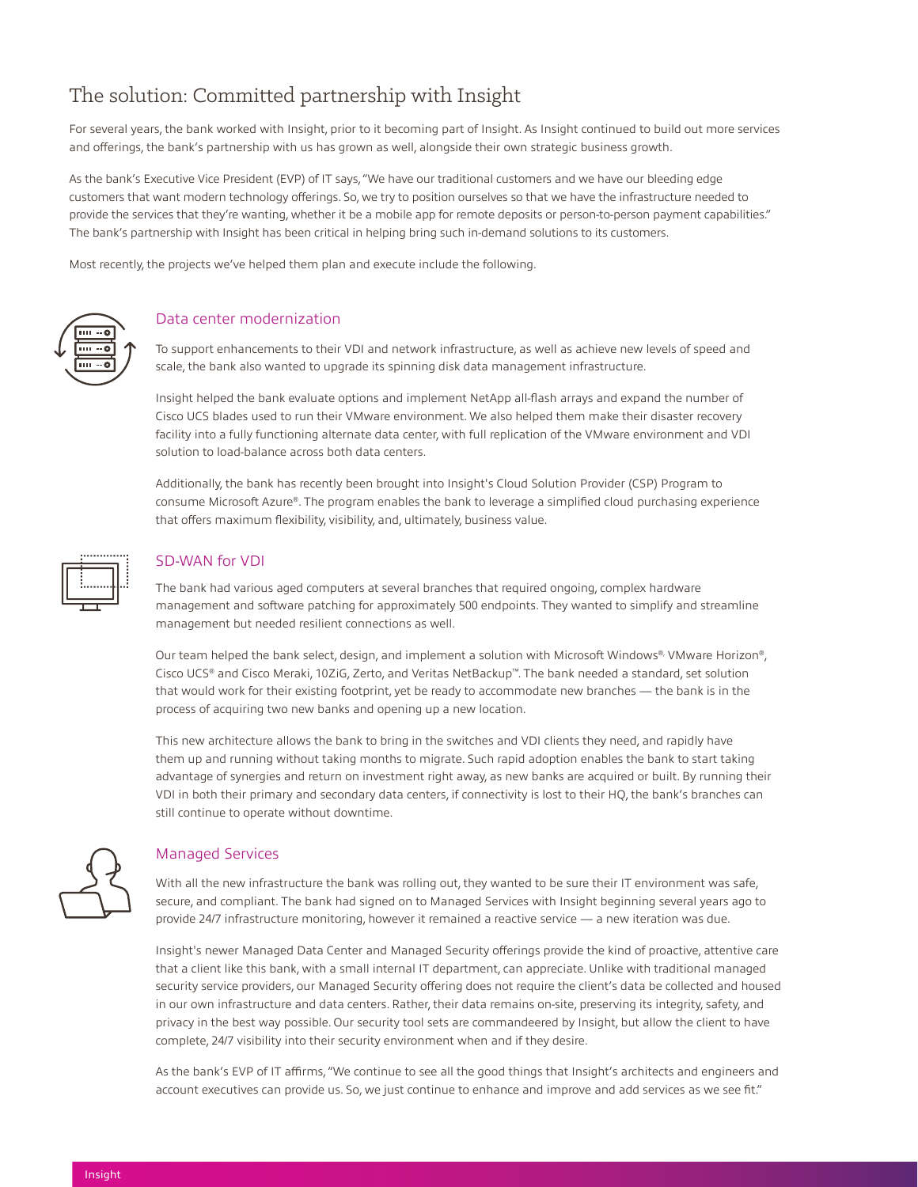# The solution: Committed partnership with Insight

For several years, the bank worked with Insight, prior to it becoming part of Insight. As Insight continued to build out more services and offerings, the bank's partnership with us has grown as well, alongside their own strategic business growth.

As the bank's Executive Vice President (EVP) of IT says, "We have our traditional customers and we have our bleeding edge customers that want modern technology offerings. So, we try to position ourselves so that we have the infrastructure needed to provide the services that they're wanting, whether it be a mobile app for remote deposits or person-to-person payment capabilities." The bank's partnership with Insight has been critical in helping bring such in-demand solutions to its customers.

Most recently, the projects we've helped them plan and execute include the following.

## Data center modernization

To support enhancements to their VDI and network infrastructure, as well as achieve new levels of speed and scale, the bank also wanted to upgrade its spinning disk data management infrastructure.

Insight helped the bank evaluate options and implement NetApp all-flash arrays and expand the number of Cisco UCS blades used to run their VMware environment. We also helped them make their disaster recovery facility into a fully functioning alternate data center, with full replication of the VMware environment and VDI solution to load-balance across both data centers.

Additionally, the bank has recently been brought into Insight's Cloud Solution Provider (CSP) Program to consume Microsoft Azure®. The program enables the bank to leverage a simplified cloud purchasing experience that offers maximum flexibility, visibility, and, ultimately, business value.

## SD-WAN for VDI

The bank had various aged computers at several branches that required ongoing, complex hardware management and software patching for approximately 500 endpoints. They wanted to simplify and streamline management but needed resilient connections as well.

Our team helped the bank select, design, and implement a solution with Microsoft Windows®, VMware Horizon®, Cisco UCS® and Cisco Meraki, 10ZiG, Zerto, and Veritas NetBackup™. The bank needed a standard, set solution that would work for their existing footprint, yet be ready to accommodate new branches — the bank is in the process of acquiring two new banks and opening up a new location.

This new architecture allows the bank to bring in the switches and VDI clients they need, and rapidly have them up and running without taking months to migrate. Such rapid adoption enables the bank to start taking advantage of synergies and return on investment right away, as new banks are acquired or built. By running their VDI in both their primary and secondary data centers, if connectivity is lost to their HQ, the bank's branches can still continue to operate without downtime.

## Managed Services

With all the new infrastructure the bank was rolling out, they wanted to be sure their IT environment was safe, secure, and compliant. The bank had signed on to Managed Services with Insight beginning several years ago to provide 24/7 infrastructure monitoring, however it remained a reactive service — a new iteration was due.

Insight's newer Managed Data Center and Managed Security offerings provide the kind of proactive, attentive care that a client like this bank, with a small internal IT department, can appreciate. Unlike with traditional managed security service providers, our Managed Security offering does not require the client's data be collected and housed in our own infrastructure and data centers. Rather, their data remains on-site, preserving its integrity, safety, and privacy in the best way possible. Our security tool sets are commandeered by Insight, but allow the client to have complete, 24/7 visibility into their security environment when and if they desire.

As the bank's EVP of IT affirms, "We continue to see all the good things that Insight's architects and engineers and account executives can provide us. So, we just continue to enhance and improve and add services as we see fit."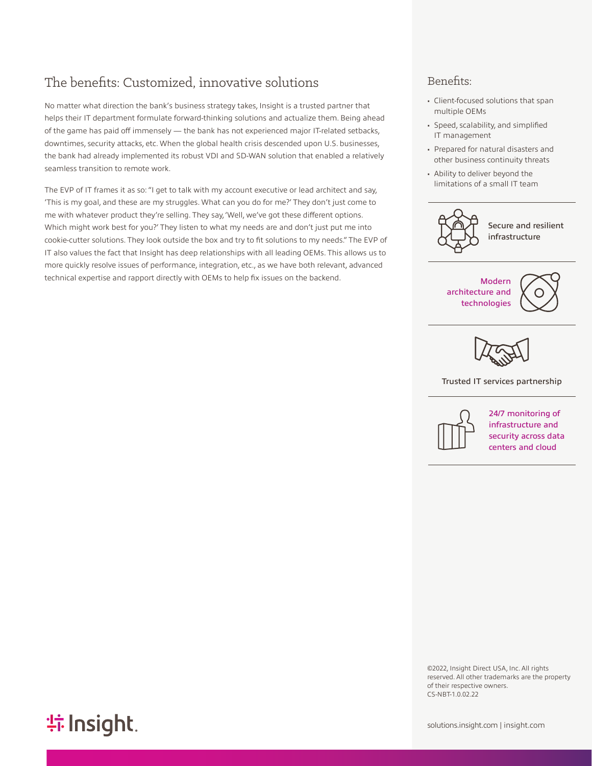## The benefits: Customized, innovative solutions

No matter what direction the bank's business strategy takes, Insight is a trusted partner that helps their IT department formulate forward-thinking solutions and actualize them. Being ahead of the game has paid off immensely — the bank has not experienced major IT-related setbacks, downtimes, security attacks, etc. When the global health crisis descended upon U.S. businesses, the bank had already implemented its robust VDI and SD-WAN solution that enabled a relatively seamless transition to remote work.

The EVP of IT frames it as so: "I get to talk with my account executive or lead architect and say, 'This is my goal, and these are my struggles. What can you do for me?' They don't just come to me with whatever product they're selling. They say, 'Well, we've got these different options. Which might work best for you?' They listen to what my needs are and don't just put me into cookie-cutter solutions. They look outside the box and try to fit solutions to my needs." The EVP of IT also values the fact that Insight has deep relationships with all leading OEMs. This allows us to more quickly resolve issues of performance, integration, etc., as we have both relevant, advanced technical expertise and rapport directly with OEMs to help fix issues on the backend.

## Benefits:

- Client-focused solutions that span multiple OEMs
- Speed, scalability, and simplified IT management
- Prepared for natural disasters and other business continuity threats
- Ability to deliver beyond the limitations of a small IT team

Secure and resilient infrastructure

Modern architecture and technologies

Trusted IT services partnership

24/7 monitoring of infrastructure and security across data centers and cloud

©2022, Insight Direct USA, Inc. All rights reserved. All other trademarks are the property of their respective owners.
CS-NBT-1.0.02.22

solutions.insight.com | insight.com